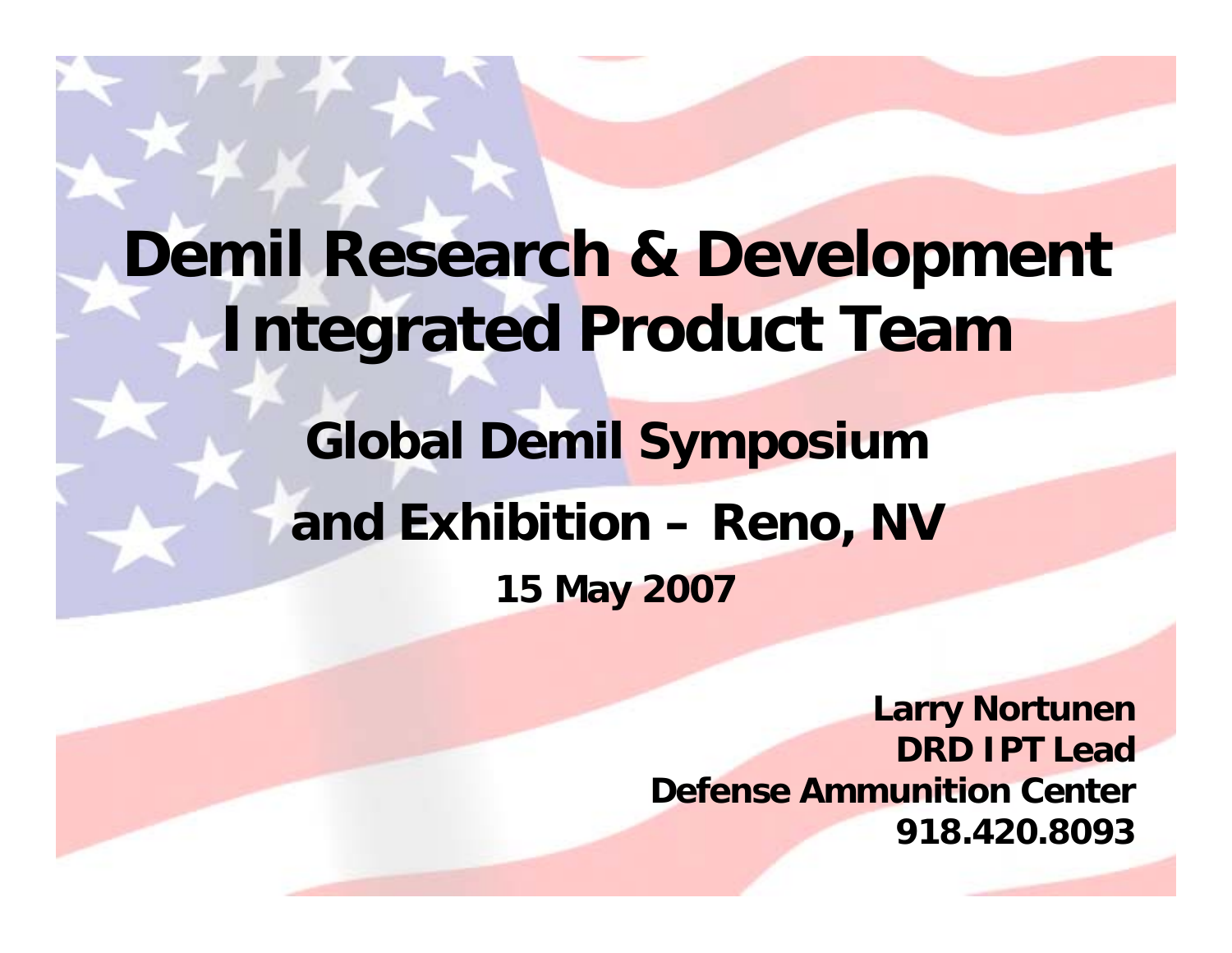# Demil Research & Development Integrated Product Team

## Global Demil Symposium and Exhibition – Reno, NV

**15 May 2007**

**Larry Nortunen**
**DRD IPT Lead**
**Defense Ammunition Center**
**918.420.8093**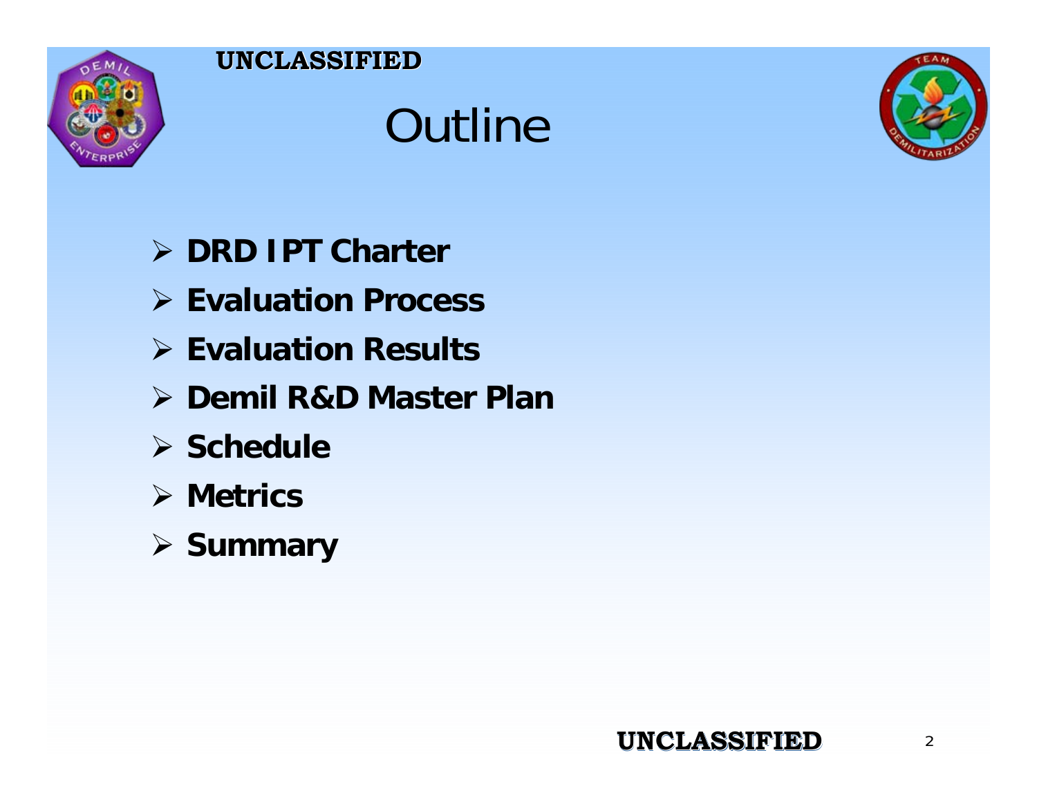# Outline

- **DRD IPT Charter**
- **Evaluation Process**
- **Evaluation Results**
- **Demil R&D Master Plan**
- **Schedule**
- **Metrics**
- **Summary**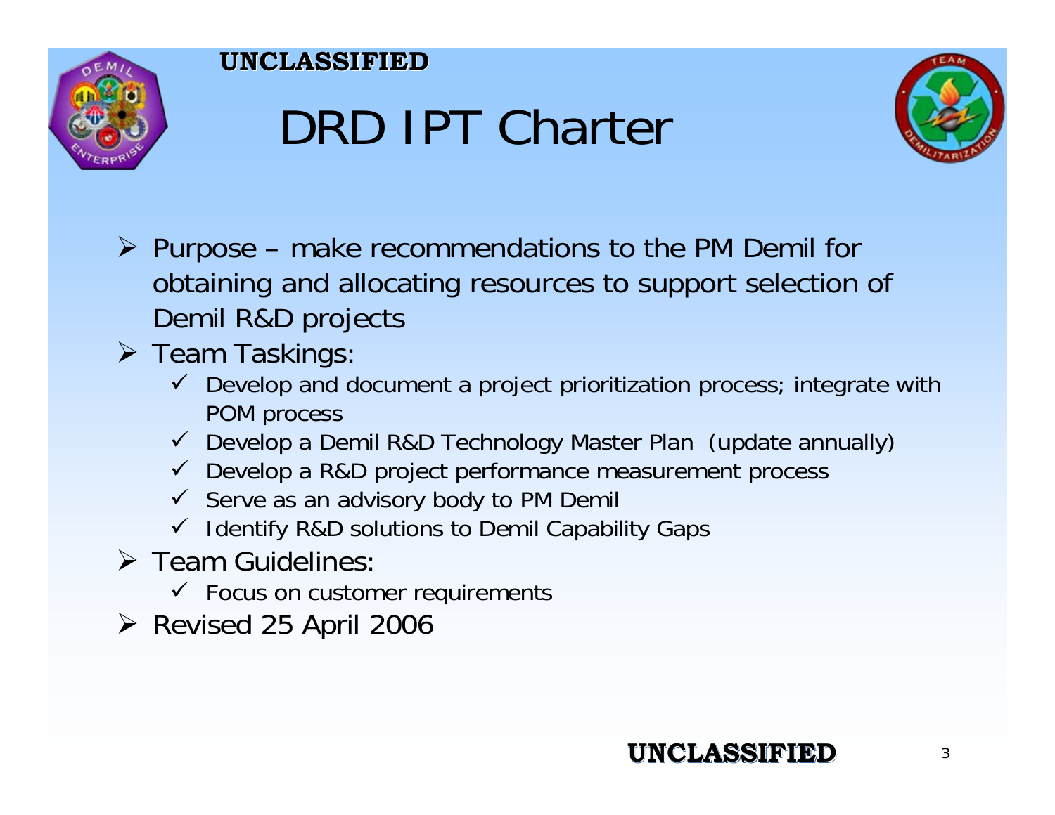UNCLASSIFIED

# DRD IPT Charter

- Purpose – make recommendations to the PM Demil for obtaining and allocating resources to support selection of Demil R&D projects
- Team Taskings:
  - ✓ Develop and document a project prioritization process; integrate with POM process
  - ✓ Develop a Demil R&D Technology Master Plan (update annually)
  - ✓ Develop a R&D project performance measurement process
  - ✓ Serve as an advisory body to PM Demil
  - ✓ Identify R&D solutions to Demil Capability Gaps
- Team Guidelines:
  - ✓ Focus on customer requirements
- Revised 25 April 2006

UNCLASSIFIED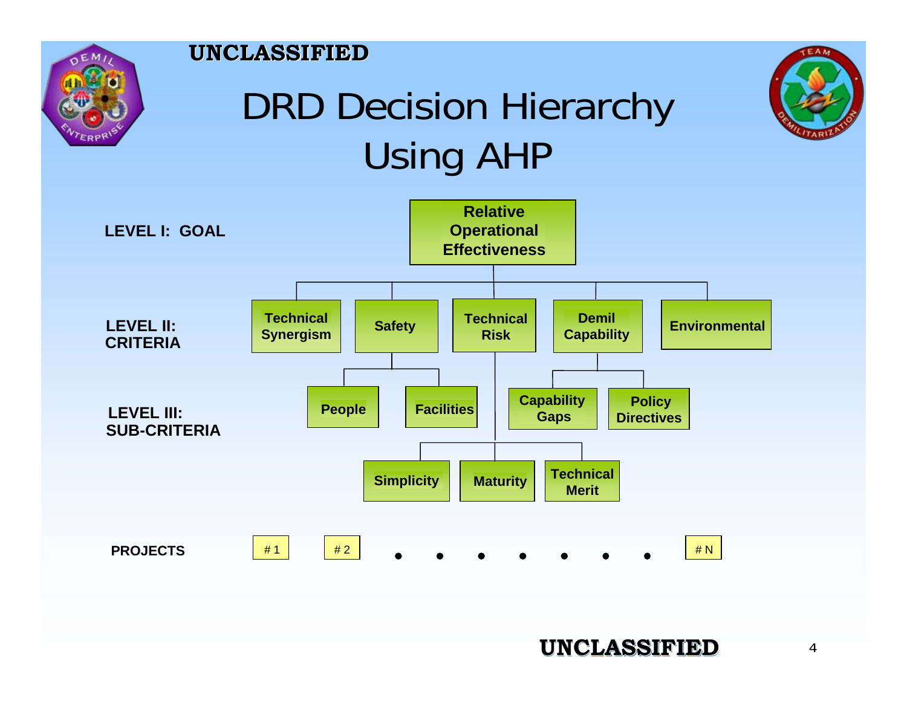UNCLASSIFIED

# DRD Decision Hierarchy Using AHP

**LEVEL I: GOAL**

- **Relative Operational Effectiveness**

**LEVEL II: CRITERIA**

- **Technical Synergism**
- **Safety**
- **Technical Risk**
- **Demil Capability**
- **Environmental**

**LEVEL III: SUB-CRITERIA**

- Safety:
  - **People**
  - **Facilities**
- Demil Capability:
  - **Capability Gaps**
  - **Policy Directives**
- Technical Risk:
  - **Simplicity**
  - **Maturity**
  - **Technical Merit**

**PROJECTS**

# 1 &nbsp;&nbsp; # 2 &nbsp;&nbsp; • • • • • • • &nbsp;&nbsp; # N

UNCLASSIFIED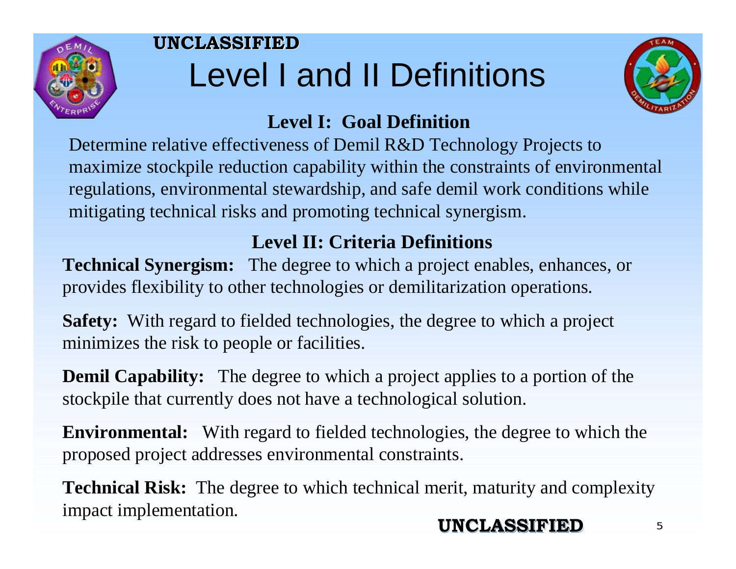# Level I and II Definitions

## Level I: Goal Definition

Determine relative effectiveness of Demil R&D Technology Projects to maximize stockpile reduction capability within the constraints of environmental regulations, environmental stewardship, and safe demil work conditions while mitigating technical risks and promoting technical synergism.

## Level II: Criteria Definitions

**Technical Synergism:** The degree to which a project enables, enhances, or provides flexibility to other technologies or demilitarization operations.

**Safety:** With regard to fielded technologies, the degree to which a project minimizes the risk to people or facilities.

**Demil Capability:** The degree to which a project applies to a portion of the stockpile that currently does not have a technological solution.

**Environmental:** With regard to fielded technologies, the degree to which the proposed project addresses environmental constraints.

**Technical Risk:** The degree to which technical merit, maturity and complexity impact implementation.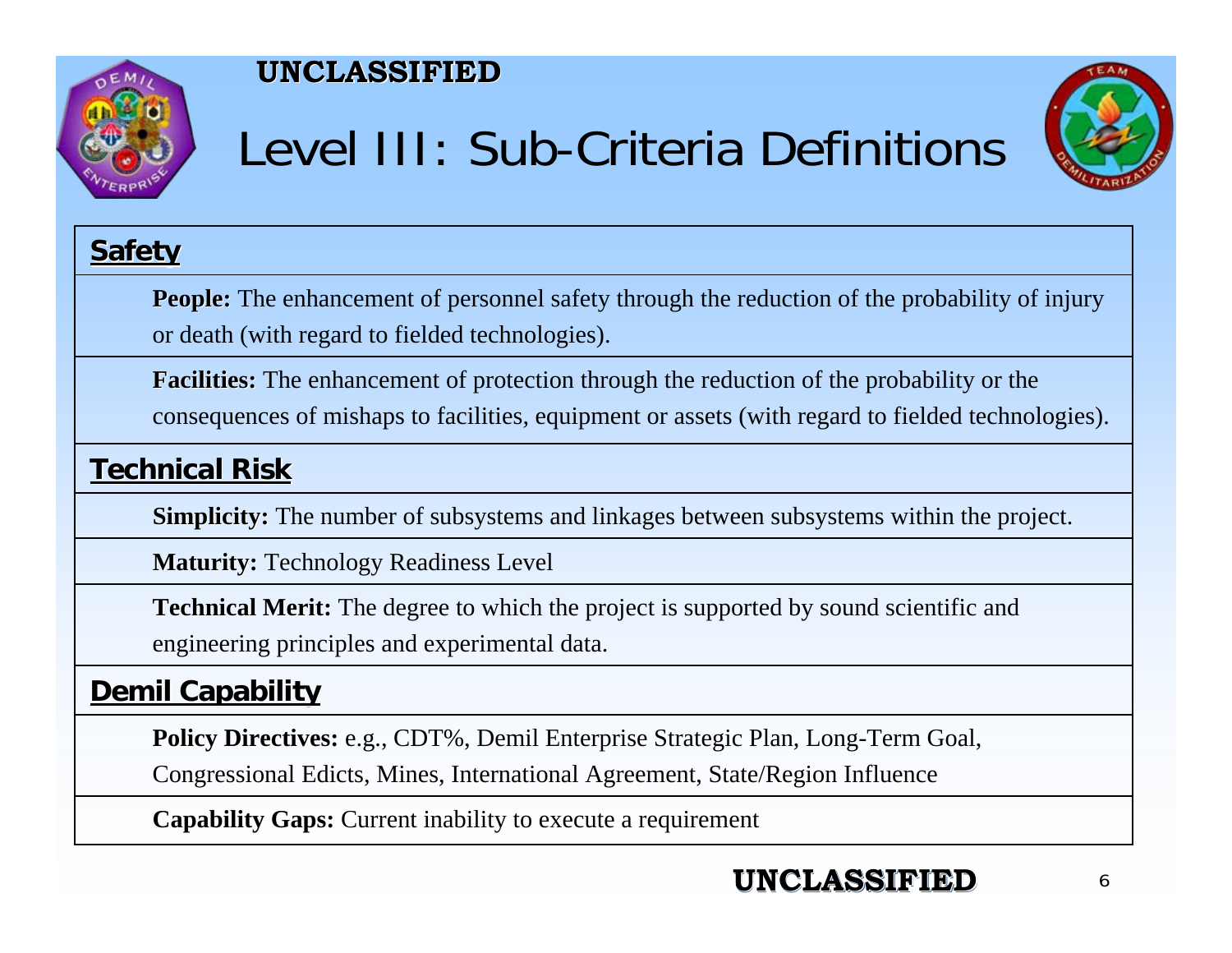UNCLASSIFIED

# Level III: Sub-Criteria Definitions

## Safety

**People:** The enhancement of personnel safety through the reduction of the probability of injury or death (with regard to fielded technologies).

**Facilities:** The enhancement of protection through the reduction of the probability or the consequences of mishaps to facilities, equipment or assets (with regard to fielded technologies).

## Technical Risk

**Simplicity:** The number of subsystems and linkages between subsystems within the project.

**Maturity:** Technology Readiness Level

**Technical Merit:** The degree to which the project is supported by sound scientific and engineering principles and experimental data.

## Demil Capability

**Policy Directives:** e.g., CDT%, Demil Enterprise Strategic Plan, Long-Term Goal, Congressional Edicts, Mines, International Agreement, State/Region Influence

**Capability Gaps:** Current inability to execute a requirement

UNCLASSIFIED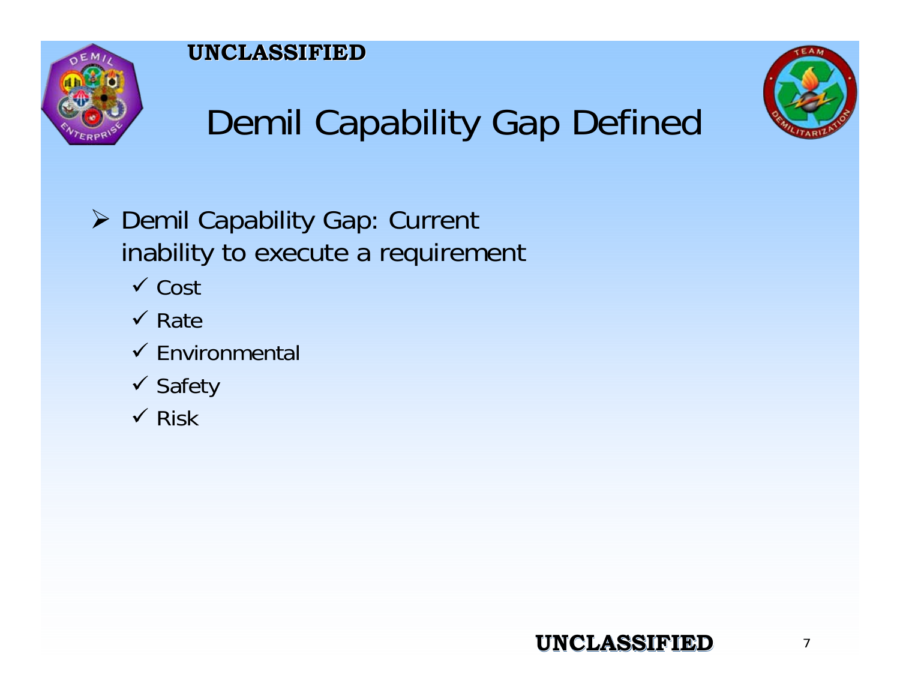# Demil Capability Gap Defined

- Demil Capability Gap: Current inability to execute a requirement
  - ✓ Cost
  - ✓ Rate
  - ✓ Environmental
  - ✓ Safety
  - ✓ Risk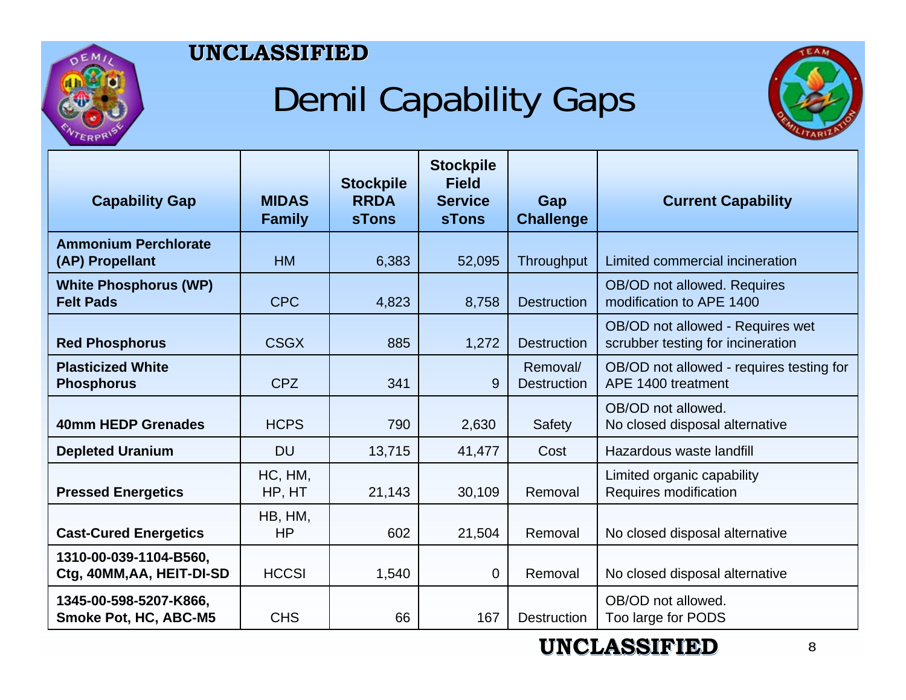UNCLASSIFIED

# Demil Capability Gaps

| Capability Gap | MIDAS Family | Stockpile RRDA sTons | Stockpile Field Service sTons | Gap Challenge | Current Capability |
|---|---|---|---|---|---|
| **Ammonium Perchlorate (AP) Propellant** | HM | 6,383 | 52,095 | Throughput | Limited commercial incineration |
| **White Phosphorus (WP) Felt Pads** | CPC | 4,823 | 8,758 | Destruction | OB/OD not allowed. Requires modification to APE 1400 |
| **Red Phosphorus** | CSGX | 885 | 1,272 | Destruction | OB/OD not allowed - Requires wet scrubber testing for incineration |
| **Plasticized White Phosphorus** | CPZ | 341 | 9 | Removal/ Destruction | OB/OD not allowed - requires testing for APE 1400 treatment |
| **40mm HEDP Grenades** | HCPS | 790 | 2,630 | Safety | OB/OD not allowed. No closed disposal alternative |
| **Depleted Uranium** | DU | 13,715 | 41,477 | Cost | Hazardous waste landfill |
| **Pressed Energetics** | HC, HM, HP, HT | 21,143 | 30,109 | Removal | Limited organic capability Requires modification |
| **Cast-Cured Energetics** | HB, HM, HP | 602 | 21,504 | Removal | No closed disposal alternative |
| **1310-00-039-1104-B560, Ctg, 40MM,AA, HEIT-DI-SD** | HCCSI | 1,540 | 0 | Removal | No closed disposal alternative |
| **1345-00-598-5207-K866, Smoke Pot, HC, ABC-M5** | CHS | 66 | 167 | Destruction | OB/OD not allowed. Too large for PODS |

UNCLASSIFIED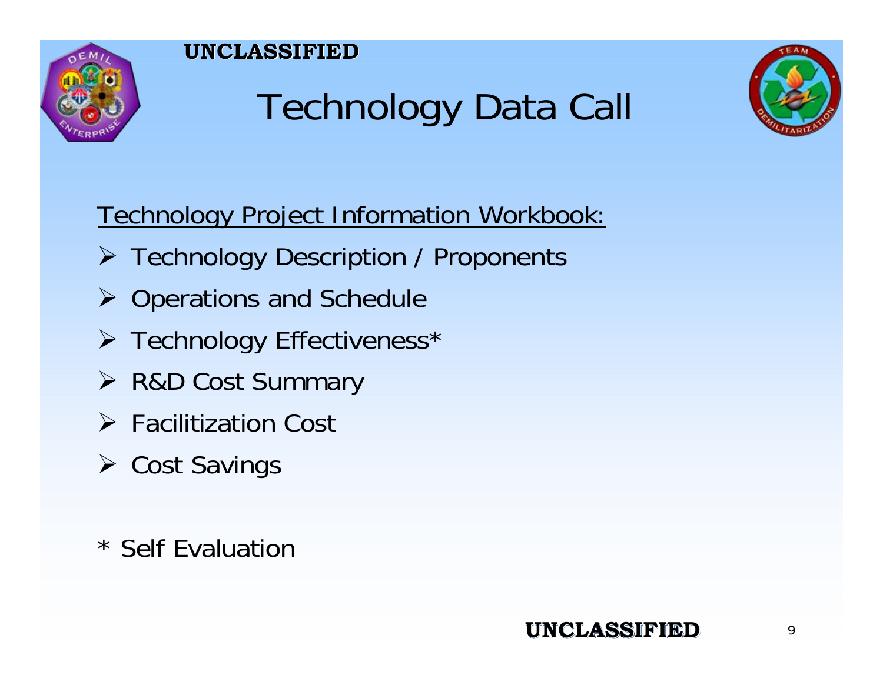UNCLASSIFIED

# Technology Data Call

Technology Project Information Workbook:

- Technology Description / Proponents
- Operations and Schedule
- Technology Effectiveness*
- R&D Cost Summary
- Facilitization Cost
- Cost Savings

* Self Evaluation

UNCLASSIFIED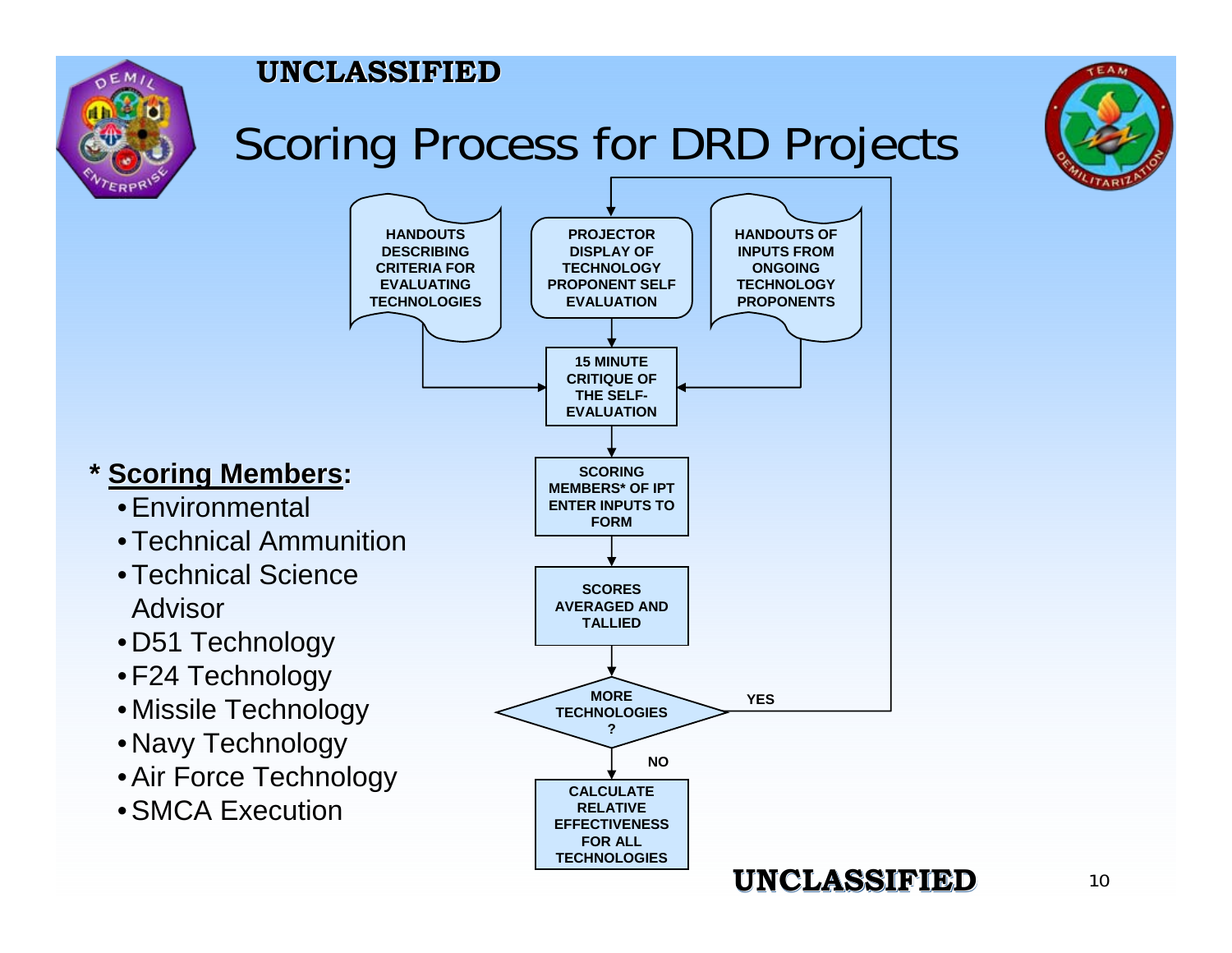# Scoring Process for DRD Projects

- HANDOUTS DESCRIBING CRITERIA FOR EVALUATING TECHNOLOGIES
- PROJECTOR DISPLAY OF TECHNOLOGY PROPONENT SELF EVALUATION
- HANDOUTS OF INPUTS FROM ONGOING TECHNOLOGY PROPONENTS

15 MINUTE CRITIQUE OF THE SELF-EVALUATION

SCORING MEMBERS* OF IPT ENTER INPUTS TO FORM

SCORES AVERAGED AND TALLIED

MORE TECHNOLOGIES?

- YES → return to PROJECTOR DISPLAY OF TECHNOLOGY PROPONENT SELF EVALUATION
- NO → CALCULATE RELATIVE EFFECTIVENESS FOR ALL TECHNOLOGIES

**\* <u>Scoring Members</u>:**

- Environmental
- Technical Ammunition
- Technical Science Advisor
- D51 Technology
- F24 Technology
- Missile Technology
- Navy Technology
- Air Force Technology
- SMCA Execution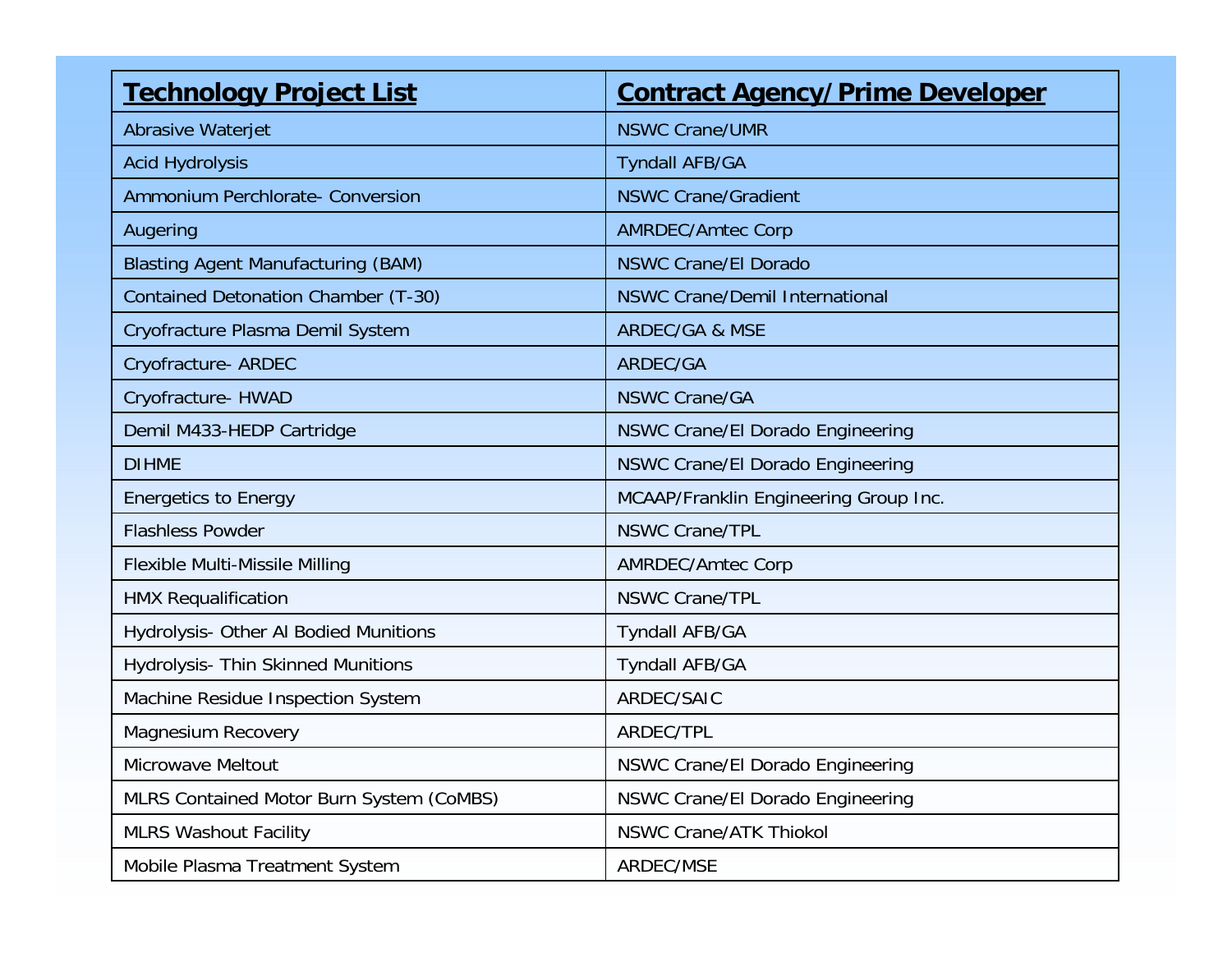| Technology Project List | Contract Agency/Prime Developer |
| --- | --- |
| Abrasive Waterjet | NSWC Crane/UMR |
| Acid Hydrolysis | Tyndall AFB/GA |
| Ammonium Perchlorate- Conversion | NSWC Crane/Gradient |
| Augering | AMRDEC/Amtec Corp |
| Blasting Agent Manufacturing (BAM) | NSWC Crane/El Dorado |
| Contained Detonation Chamber (T-30) | NSWC Crane/Demil International |
| Cryofracture Plasma Demil System | ARDEC/GA & MSE |
| Cryofracture- ARDEC | ARDEC/GA |
| Cryofracture- HWAD | NSWC Crane/GA |
| Demil M433-HEDP Cartridge | NSWC Crane/El Dorado Engineering |
| DIHME | NSWC Crane/El Dorado Engineering |
| Energetics to Energy | MCAAP/Franklin Engineering Group Inc. |
| Flashless Powder | NSWC Crane/TPL |
| Flexible Multi-Missile Milling | AMRDEC/Amtec Corp |
| HMX Requalification | NSWC Crane/TPL |
| Hydrolysis- Other Al Bodied Munitions | Tyndall AFB/GA |
| Hydrolysis- Thin Skinned Munitions | Tyndall AFB/GA |
| Machine Residue Inspection System | ARDEC/SAIC |
| Magnesium Recovery | ARDEC/TPL |
| Microwave Meltout | NSWC Crane/El Dorado Engineering |
| MLRS Contained Motor Burn System (CoMBS) | NSWC Crane/El Dorado Engineering |
| MLRS Washout Facility | NSWC Crane/ATK Thiokol |
| Mobile Plasma Treatment System | ARDEC/MSE |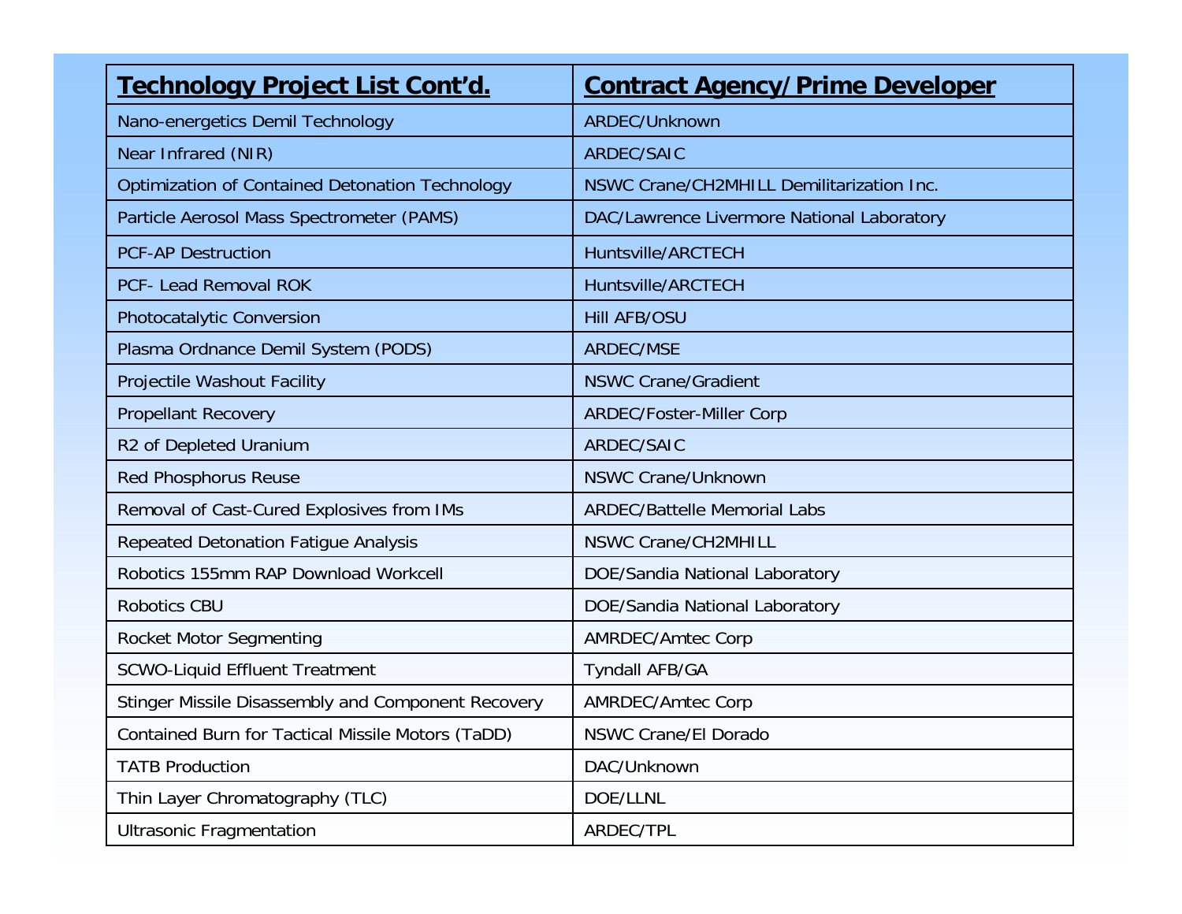| Technology Project List Cont'd. | Contract Agency/Prime Developer |
|---|---|
| Nano-energetics Demil Technology | ARDEC/Unknown |
| Near Infrared (NIR) | ARDEC/SAIC |
| Optimization of Contained Detonation Technology | NSWC Crane/CH2MHILL Demilitarization Inc. |
| Particle Aerosol Mass Spectrometer (PAMS) | DAC/Lawrence Livermore National Laboratory |
| PCF-AP Destruction | Huntsville/ARCTECH |
| PCF- Lead Removal ROK | Huntsville/ARCTECH |
| Photocatalytic Conversion | Hill AFB/OSU |
| Plasma Ordnance Demil System (PODS) | ARDEC/MSE |
| Projectile Washout Facility | NSWC Crane/Gradient |
| Propellant Recovery | ARDEC/Foster-Miller Corp |
| R2 of Depleted Uranium | ARDEC/SAIC |
| Red Phosphorus Reuse | NSWC Crane/Unknown |
| Removal of Cast-Cured Explosives from IMs | ARDEC/Battelle Memorial Labs |
| Repeated Detonation Fatigue Analysis | NSWC Crane/CH2MHILL |
| Robotics 155mm RAP Download Workcell | DOE/Sandia National Laboratory |
| Robotics CBU | DOE/Sandia National Laboratory |
| Rocket Motor Segmenting | AMRDEC/Amtec Corp |
| SCWO-Liquid Effluent Treatment | Tyndall AFB/GA |
| Stinger Missile Disassembly and Component Recovery | AMRDEC/Amtec Corp |
| Contained Burn for Tactical Missile Motors (TaDD) | NSWC Crane/El Dorado |
| TATB Production | DAC/Unknown |
| Thin Layer Chromatography (TLC) | DOE/LLNL |
| Ultrasonic Fragmentation | ARDEC/TPL |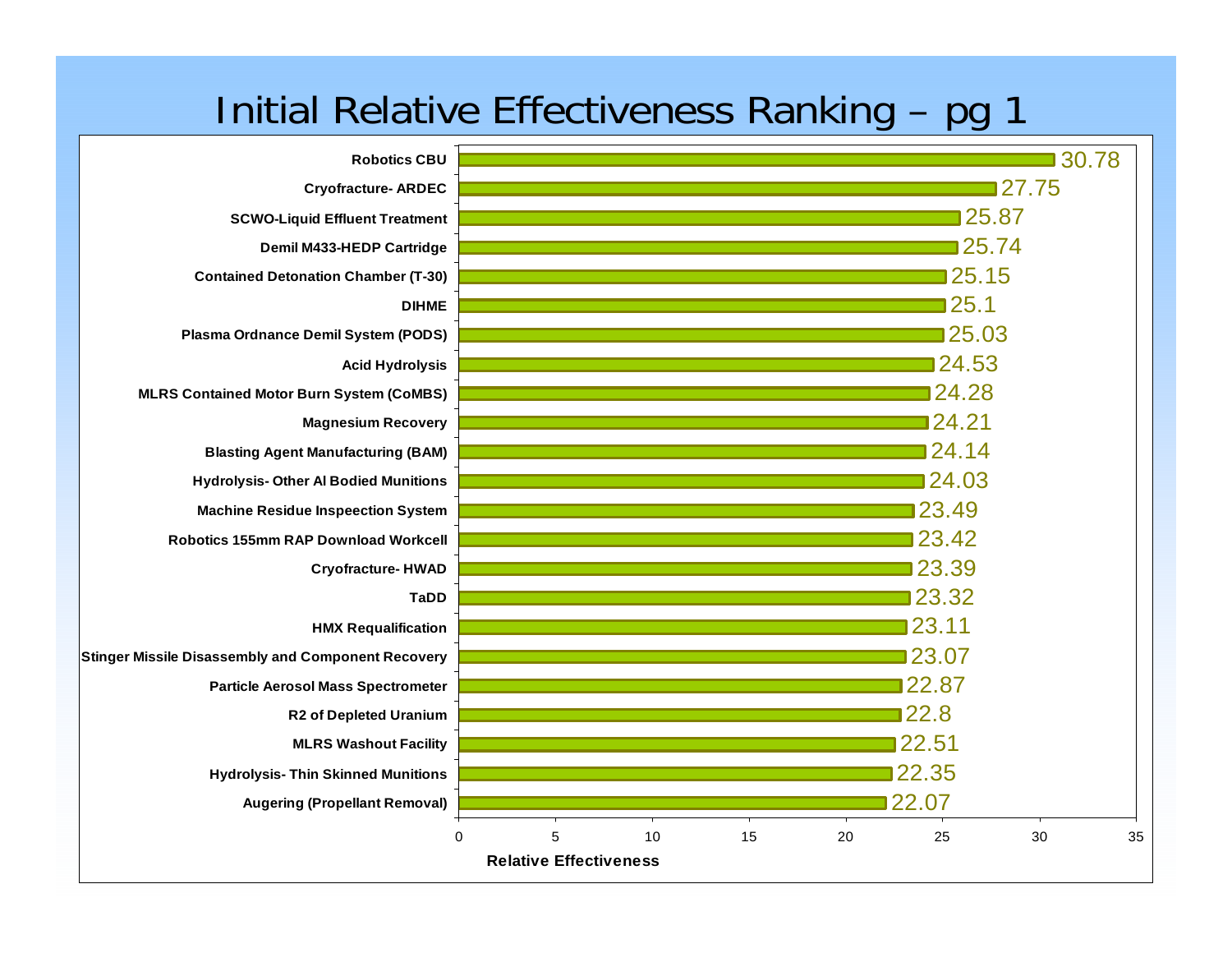# Initial Relative Effectiveness Ranking – pg 1

| Technology | Relative Effectiveness |
|---|---|
| Robotics CBU | 30.78 |
| Cryofracture- ARDEC | 27.75 |
| SCWO-Liquid Effluent Treatment | 25.87 |
| Demil M433-HEDP Cartridge | 25.74 |
| Contained Detonation Chamber (T-30) | 25.15 |
| DIHME | 25.1 |
| Plasma Ordnance Demil System (PODS) | 25.03 |
| Acid Hydrolysis | 24.53 |
| MLRS Contained Motor Burn System (CoMBS) | 24.28 |
| Magnesium Recovery | 24.21 |
| Blasting Agent Manufacturing (BAM) | 24.14 |
| Hydrolysis- Other Al Bodied Munitions | 24.03 |
| Machine Residue Inspeection System | 23.49 |
| Robotics 155mm RAP Download Workcell | 23.42 |
| Cryofracture- HWAD | 23.39 |
| TaDD | 23.32 |
| HMX Requalification | 23.11 |
| Stinger Missile Disassembly and Component Recovery | 23.07 |
| Particle Aerosol Mass Spectrometer | 22.87 |
| R2 of Depleted Uranium | 22.8 |
| MLRS Washout Facility | 22.51 |
| Hydrolysis- Thin Skinned Munitions | 22.35 |
| Augering (Propellant Removal) | 22.07 |

Relative Effectiveness (axis: 0–35)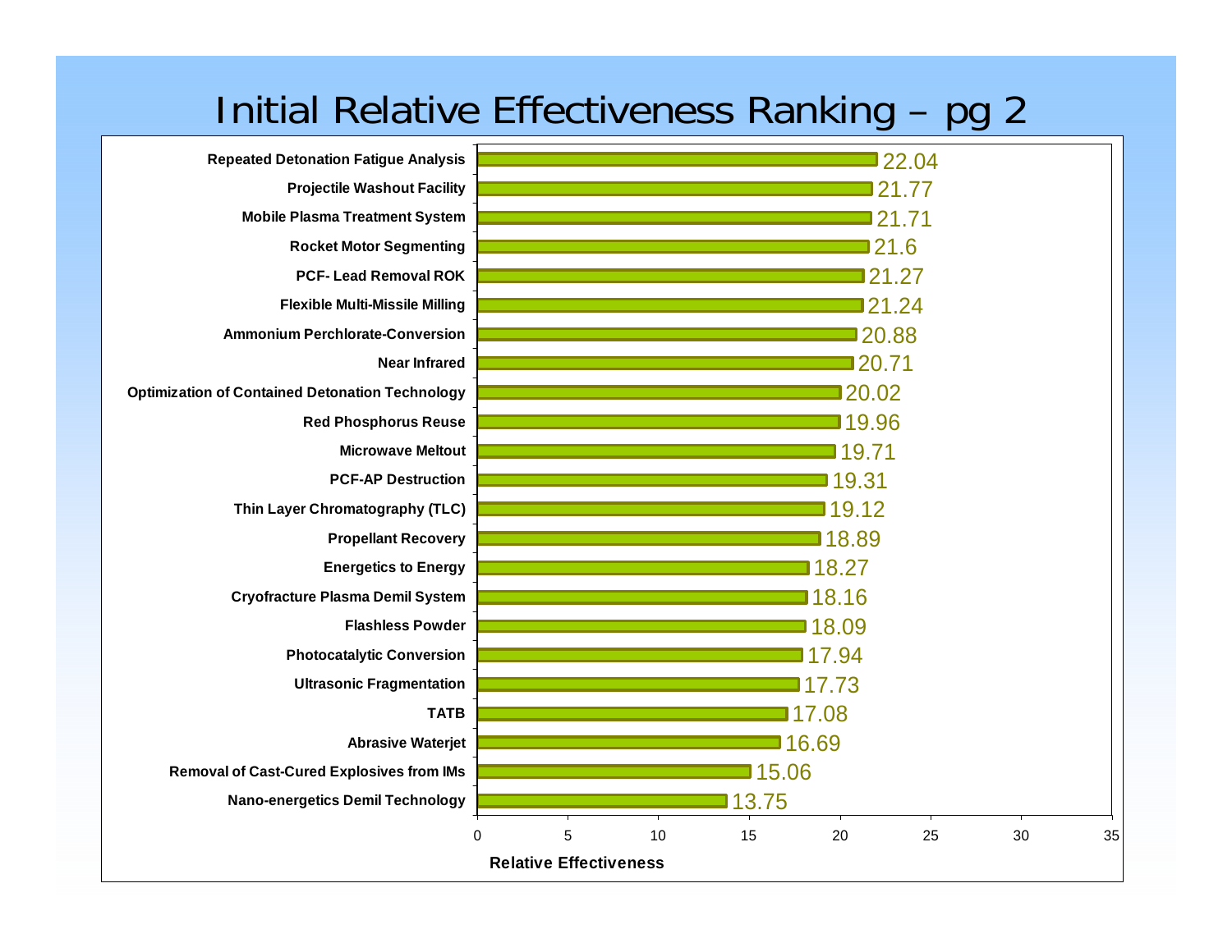# Initial Relative Effectiveness Ranking – pg 2

| Technology | Relative Effectiveness |
|---|---|
| Repeated Detonation Fatigue Analysis | 22.04 |
| Projectile Washout Facility | 21.77 |
| Mobile Plasma Treatment System | 21.71 |
| Rocket Motor Segmenting | 21.6 |
| PCF- Lead Removal ROK | 21.27 |
| Flexible Multi-Missile Milling | 21.24 |
| Ammonium Perchlorate-Conversion | 20.88 |
| Near Infrared | 20.71 |
| Optimization of Contained Detonation Technology | 20.02 |
| Red Phosphorus Reuse | 19.96 |
| Microwave Meltout | 19.71 |
| PCF-AP Destruction | 19.31 |
| Thin Layer Chromatography (TLC) | 19.12 |
| Propellant Recovery | 18.89 |
| Energetics to Energy | 18.27 |
| Cryofracture Plasma Demil System | 18.16 |
| Flashless Powder | 18.09 |
| Photocatalytic Conversion | 17.94 |
| Ultrasonic Fragmentation | 17.73 |
| TATB | 17.08 |
| Abrasive Waterjet | 16.69 |
| Removal of Cast-Cured Explosives from IMs | 15.06 |
| Nano-energetics Demil Technology | 13.75 |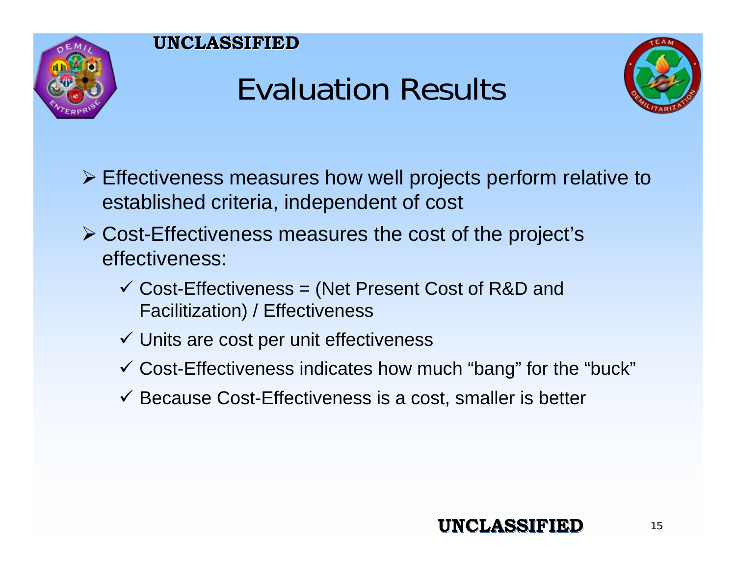# Evaluation Results

- Effectiveness measures how well projects perform relative to established criteria, independent of cost
- Cost-Effectiveness measures the cost of the project's effectiveness:
  - ✓ Cost-Effectiveness = (Net Present Cost of R&D and Facilitization) / Effectiveness
  - ✓ Units are cost per unit effectiveness
  - ✓ Cost-Effectiveness indicates how much "bang" for the "buck"
  - ✓ Because Cost-Effectiveness is a cost, smaller is better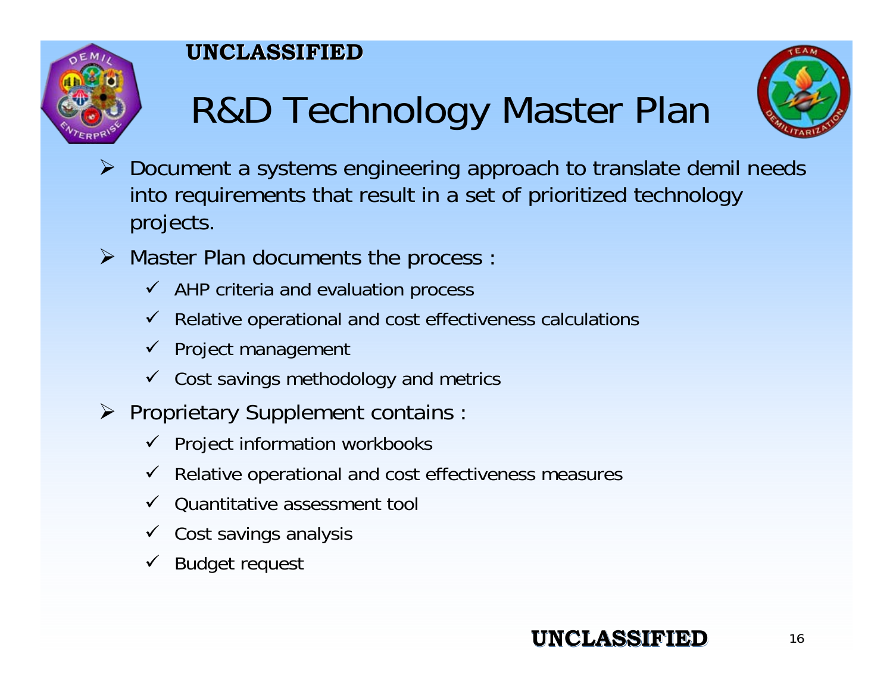UNCLASSIFIED

# R&D Technology Master Plan

- Document a systems engineering approach to translate demil needs into requirements that result in a set of prioritized technology projects.
- Master Plan documents the process :
  - AHP criteria and evaluation process
  - Relative operational and cost effectiveness calculations
  - Project management
  - Cost savings methodology and metrics
- Proprietary Supplement contains :
  - Project information workbooks
  - Relative operational and cost effectiveness measures
  - Quantitative assessment tool
  - Cost savings analysis
  - Budget request

UNCLASSIFIED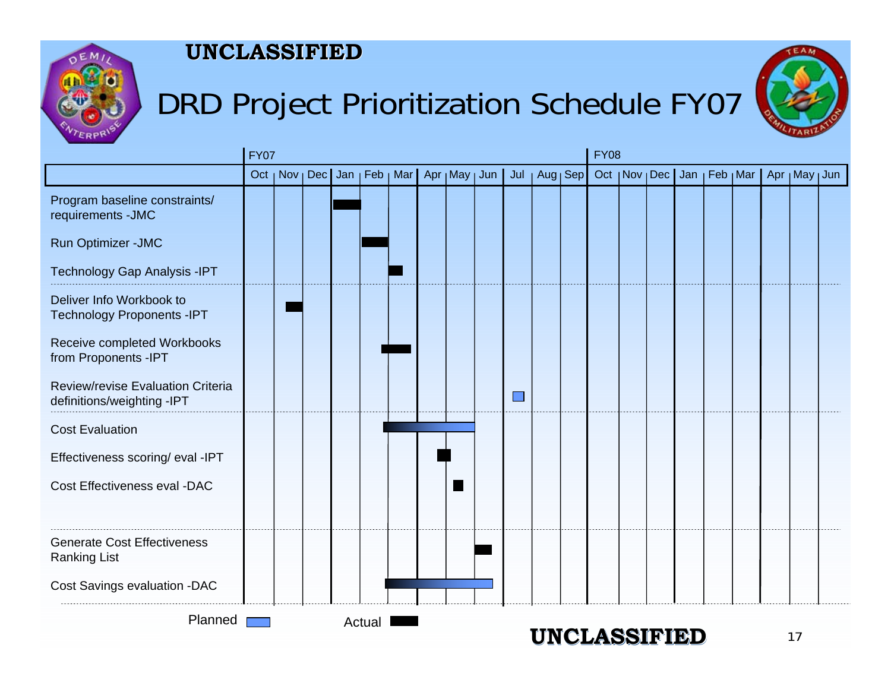UNCLASSIFIED

# DRD Project Prioritization Schedule FY07

| Task | FY07 Oct | Nov | Dec | Jan | Feb | Mar | Apr | May | Jun | Jul | Aug | Sep | FY08 Oct | Nov | Dec | Jan | Feb | Mar | Apr | May | Jun |
|---|---|---|---|---|---|---|---|---|---|---|---|---|---|---|---|---|---|---|---|---|---|
| Program baseline constraints/ requirements -JMC | | | | Actual | | | | | | | | | | | | | | | | | |
| Run Optimizer -JMC | | | | | Actual | | | | | | | | | | | | | | | | |
| Technology Gap Analysis -IPT | | | | | | Actual | | | | | | | | | | | | | | | |
| Deliver Info Workbook to Technology Proponents -IPT | | Actual | | | | | | | | | | | | | | | | | | | |
| Receive completed Workbooks from Proponents -IPT | | | | | Actual | Actual | | | | | | | | | | | | | | | |
| Review/revise Evaluation Criteria definitions/weighting -IPT | | | | | | | | | | Planned | | | | | | | | | | | |
| Cost Evaluation | | | | | | Actual | Planned | Planned | | | | | | | | | | | | | |
| Effectiveness scoring/ eval -IPT | | | | | | | Actual | | | | | | | | | | | | | | |
| Cost Effectiveness eval -DAC | | | | | | | | Actual | | | | | | | | | | | | | |
| Generate Cost Effectiveness Ranking List | | | | | | | | | Actual | | | | | | | | | | | | |
| Cost Savings evaluation -DAC | | | | | | Actual | Planned | Planned | Planned | | | | | | | | | | | | |

Planned ▭ Actual ▬

UNCLASSIFIED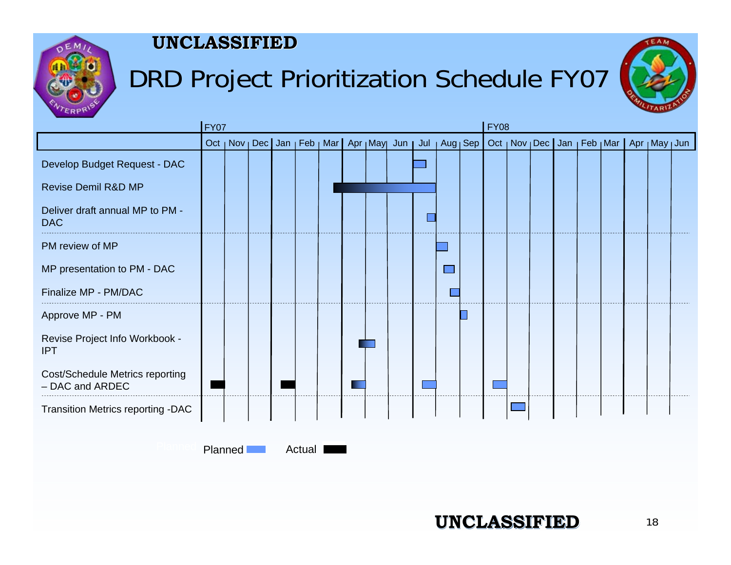UNCLASSIFIED

# DRD Project Prioritization Schedule FY07

| Task | FY07 Oct | Nov | Dec | Jan | Feb | Mar | Apr | May | Jun | Jul | Aug | Sep | FY08 Oct | Nov | Dec | Jan | Feb | Mar | Apr | May | Jun |
|---|---|---|---|---|---|---|---|---|---|---|---|---|---|---|---|---|---|---|---|---|---|
| Develop Budget Request - DAC | | | | | | | | | | Planned | | | | | | | | | | | |
| Revise Demil R&D MP | | | | | | Actual | Actual | Actual | Actual | Planned | | | | | | | | | | | |
| Deliver draft annual MP to PM - DAC | | | | | | | | | | Planned | | | | | | | | | | | |
| PM review of MP | | | | | | | | | | | Planned | | | | | | | | | | |
| MP presentation to PM - DAC | | | | | | | | | | | Planned | | | | | | | | | | |
| Finalize MP - PM/DAC | | | | | | | | | | | Planned | | | | | | | | | | |
| Approve MP - PM | | | | | | | | | | | | Planned | | | | | | | | | |
| Revise Project Info Workbook - IPT | | | | | | | | Actual/Planned | | | | | | | | | | | | | |
| Cost/Schedule Metrics reporting – DAC and ARDEC | Actual | | | Actual | | | Actual/Planned | | | Planned | | | Planned | | | | | | | | |
| Transition Metrics reporting -DAC | | | | | | | | | | | | | | Planned | | | | | | | |

Planned ▬ Actual ▬

UNCLASSIFIED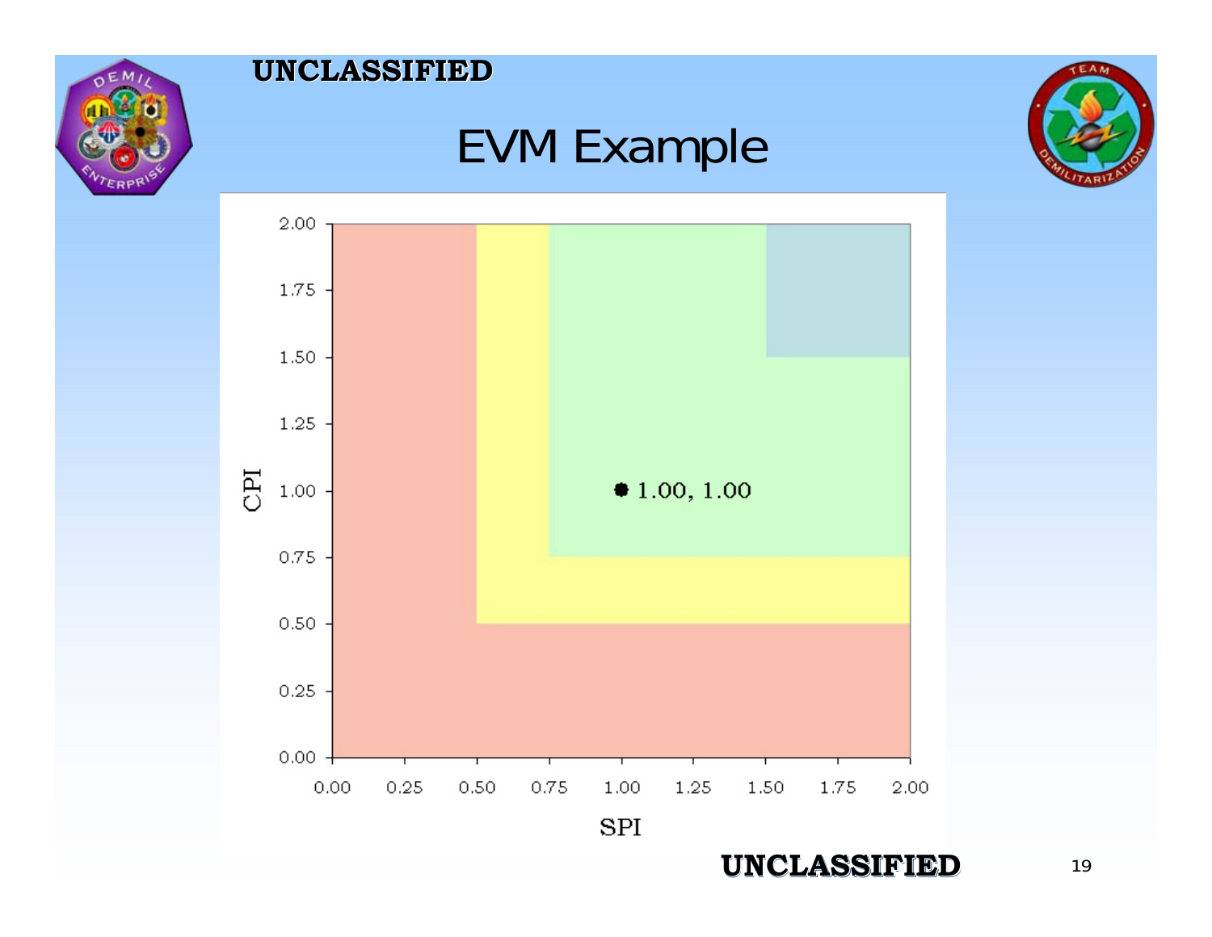# EVM Example

CPI

2.00
1.75
1.50
1.25
1.00
0.75
0.50
0.25
0.00

1.00, 1.00

0.00 0.25 0.50 0.75 1.00 1.25 1.50 1.75 2.00

SPI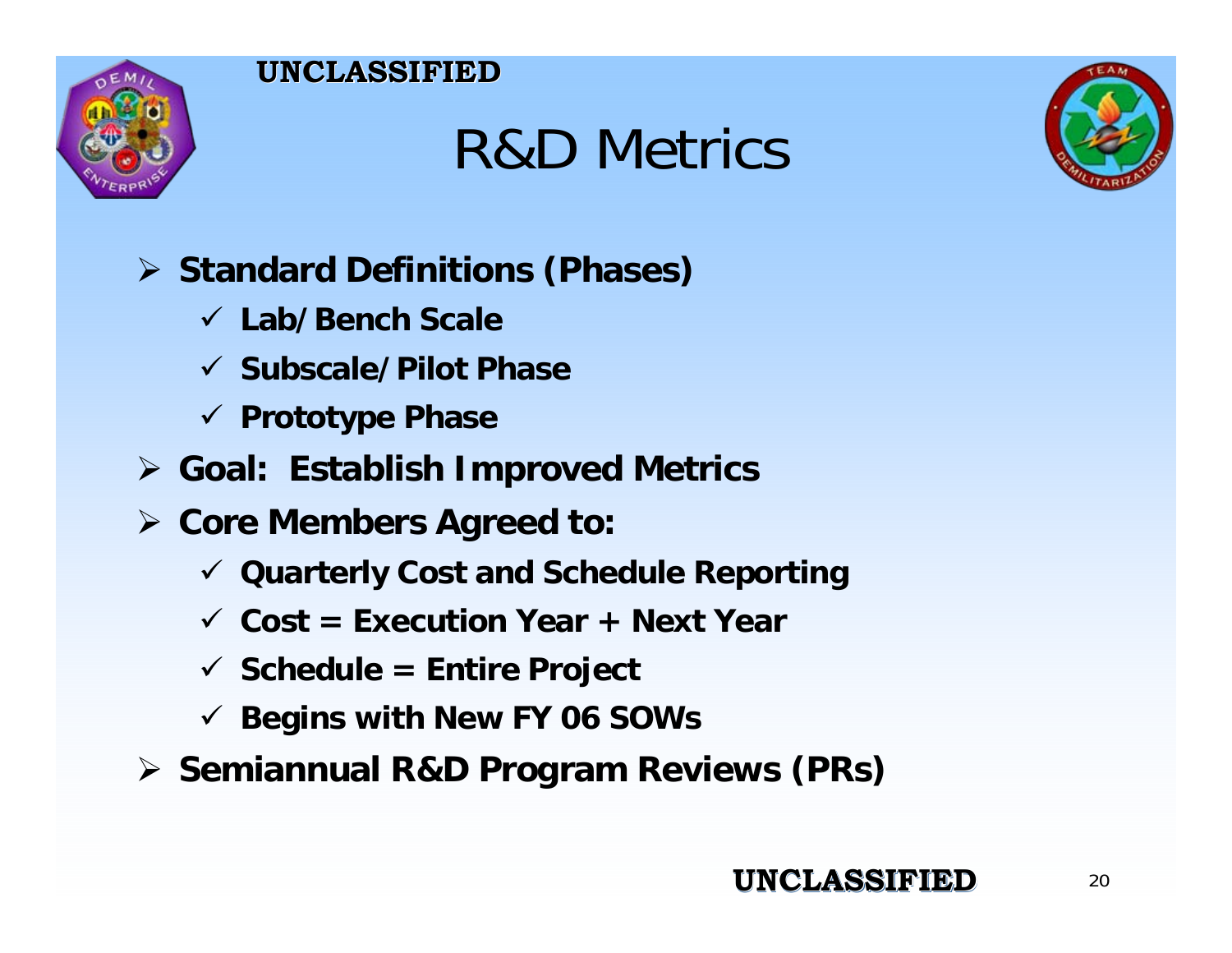# R&D Metrics

- **Standard Definitions (Phases)**
  - **Lab/Bench Scale**
  - **Subscale/Pilot Phase**
  - **Prototype Phase**
- **Goal: Establish Improved Metrics**
- **Core Members Agreed to:**
  - **Quarterly Cost and Schedule Reporting**
  - **Cost = Execution Year + Next Year**
  - **Schedule = Entire Project**
  - **Begins with New FY 06 SOWs**
- **Semiannual R&D Program Reviews (PRs)**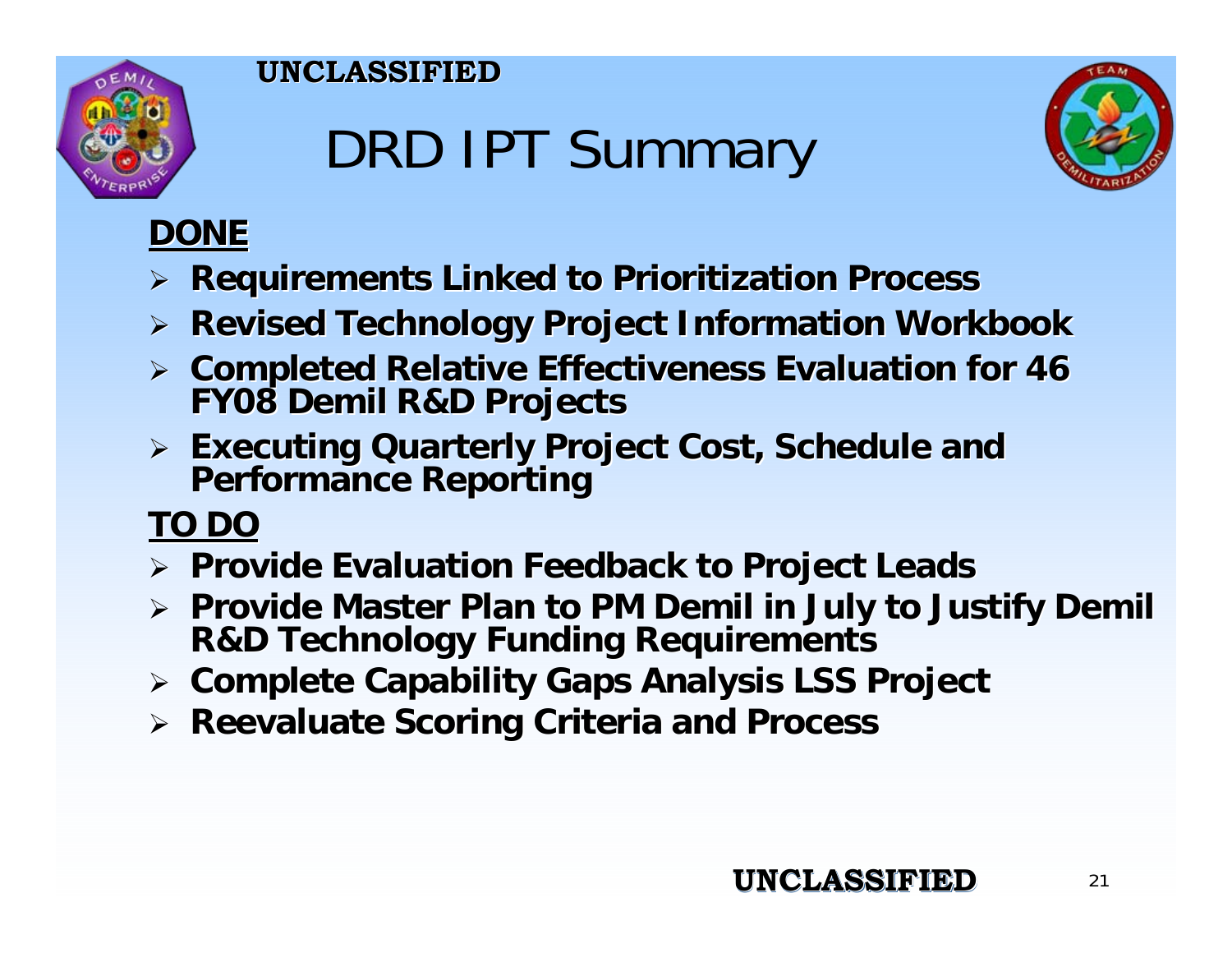UNCLASSIFIED

# DRD IPT Summary

**DONE**

- **Requirements Linked to Prioritization Process**
- **Revised Technology Project Information Workbook**
- **Completed Relative Effectiveness Evaluation for 46 FY08 Demil R&D Projects**
- **Executing Quarterly Project Cost, Schedule and Performance Reporting**

**TO DO**

- **Provide Evaluation Feedback to Project Leads**
- **Provide Master Plan to PM Demil in July to Justify Demil R&D Technology Funding Requirements**
- **Complete Capability Gaps Analysis LSS Project**
- **Reevaluate Scoring Criteria and Process**

UNCLASSIFIED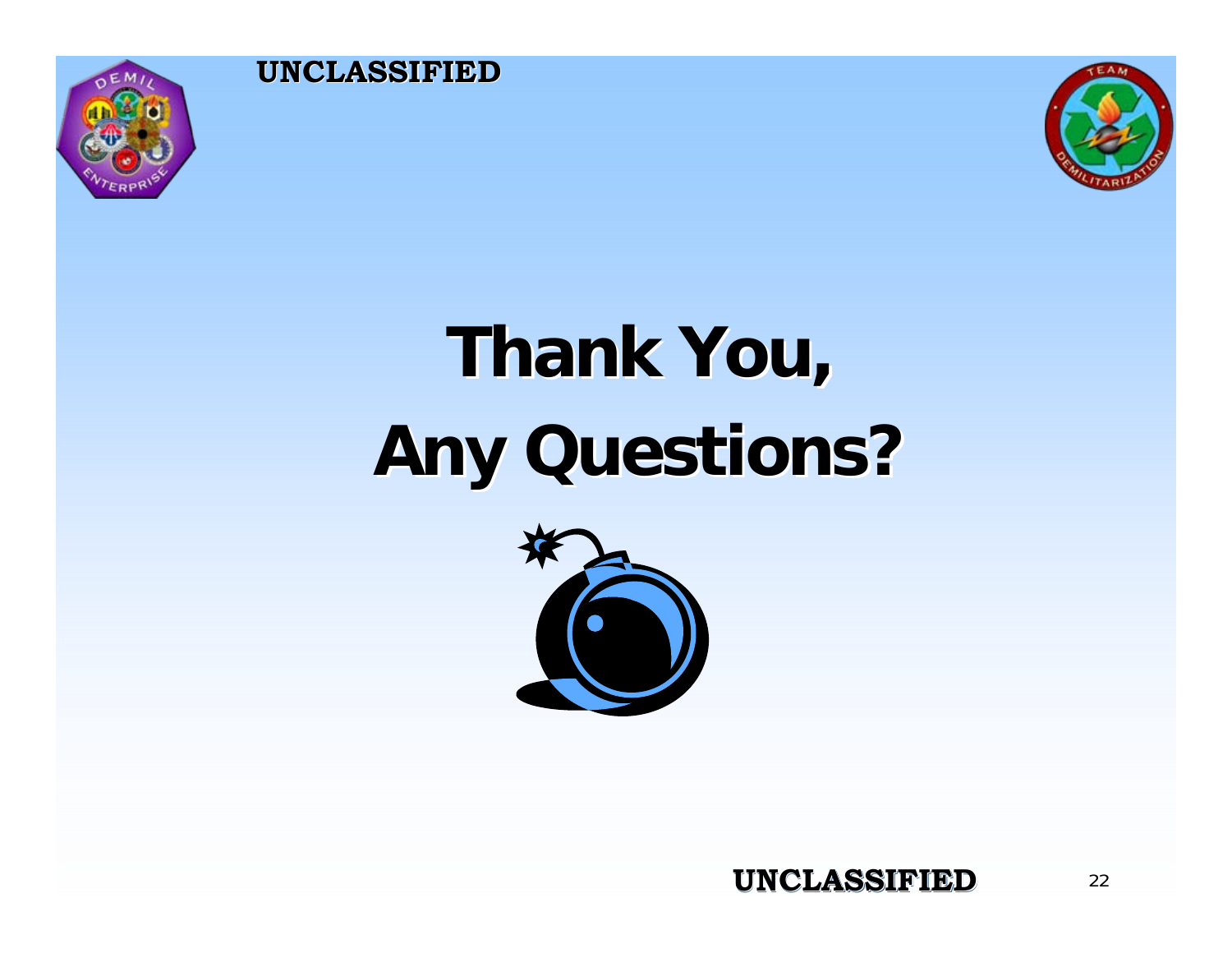# Thank You,
# Any Questions?